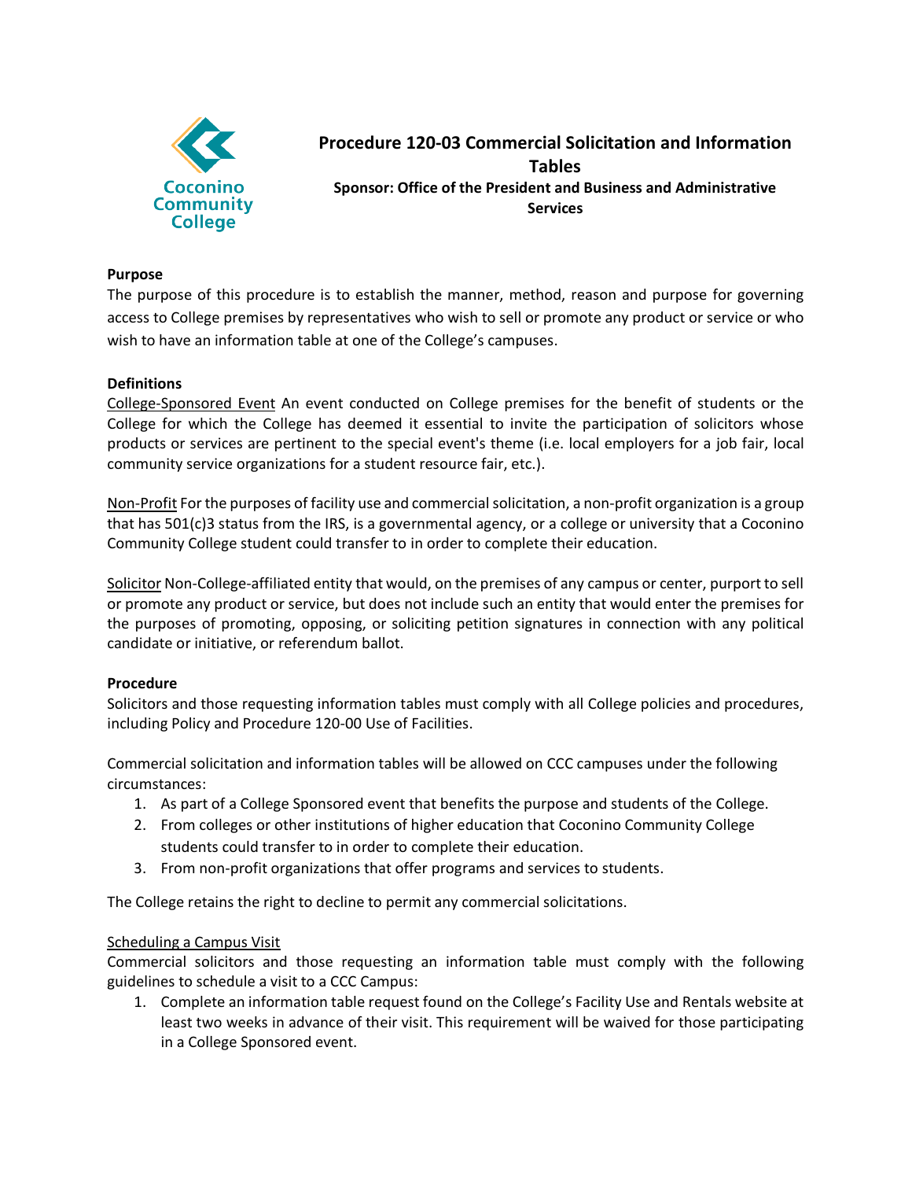# Procedure 120-03 Commercial Solicitation and Information Tables

**Sponsor: Office of the President and Business and Administrative Services**

**Purpose**

The purpose of this procedure is to establish the manner, method, reason and purpose for governing access to College premises by representatives who wish to sell or promote any product or service or who wish to have an information table at one of the College's campuses.

**Definitions**

College-Sponsored Event An event conducted on College premises for the benefit of students or the College for which the College has deemed it essential to invite the participation of solicitors whose products or services are pertinent to the special event's theme (i.e. local employers for a job fair, local community service organizations for a student resource fair, etc.).

Non-Profit For the purposes of facility use and commercial solicitation, a non-profit organization is a group that has 501(c)3 status from the IRS, is a governmental agency, or a college or university that a Coconino Community College student could transfer to in order to complete their education.

Solicitor Non-College-affiliated entity that would, on the premises of any campus or center, purport to sell or promote any product or service, but does not include such an entity that would enter the premises for the purposes of promoting, opposing, or soliciting petition signatures in connection with any political candidate or initiative, or referendum ballot.

**Procedure**

Solicitors and those requesting information tables must comply with all College policies and procedures, including Policy and Procedure 120-00 Use of Facilities.

Commercial solicitation and information tables will be allowed on CCC campuses under the following circumstances:

1. As part of a College Sponsored event that benefits the purpose and students of the College.
2. From colleges or other institutions of higher education that Coconino Community College students could transfer to in order to complete their education.
3. From non-profit organizations that offer programs and services to students.

The College retains the right to decline to permit any commercial solicitations.

Scheduling a Campus Visit

Commercial solicitors and those requesting an information table must comply with the following guidelines to schedule a visit to a CCC Campus:

1. Complete an information table request found on the College's Facility Use and Rentals website at least two weeks in advance of their visit. This requirement will be waived for those participating in a College Sponsored event.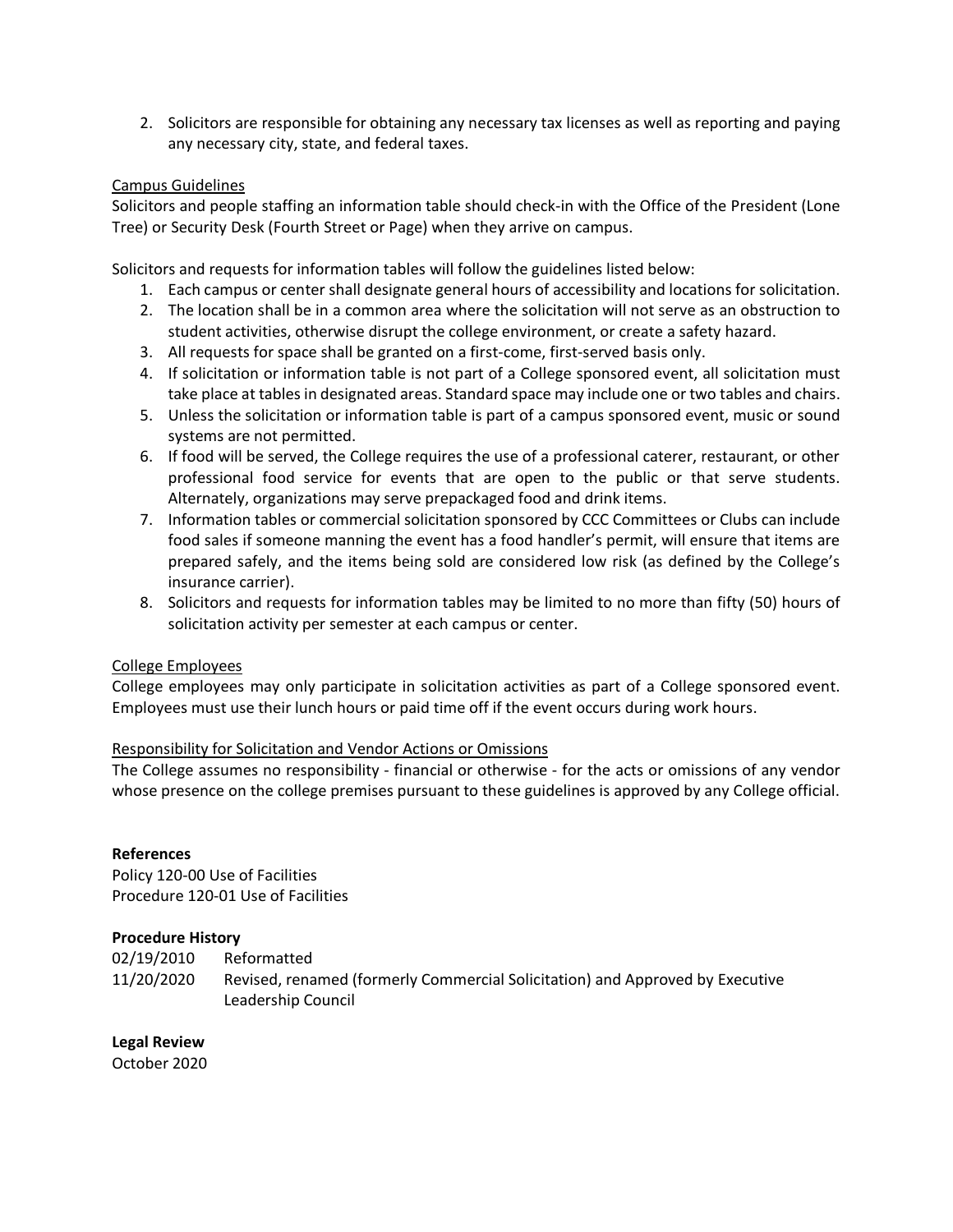2. Solicitors are responsible for obtaining any necessary tax licenses as well as reporting and paying any necessary city, state, and federal taxes.

Campus Guidelines

Solicitors and people staffing an information table should check-in with the Office of the President (Lone Tree) or Security Desk (Fourth Street or Page) when they arrive on campus.

Solicitors and requests for information tables will follow the guidelines listed below:

1. Each campus or center shall designate general hours of accessibility and locations for solicitation.
2. The location shall be in a common area where the solicitation will not serve as an obstruction to student activities, otherwise disrupt the college environment, or create a safety hazard.
3. All requests for space shall be granted on a first-come, first-served basis only.
4. If solicitation or information table is not part of a College sponsored event, all solicitation must take place at tables in designated areas. Standard space may include one or two tables and chairs.
5. Unless the solicitation or information table is part of a campus sponsored event, music or sound systems are not permitted.
6. If food will be served, the College requires the use of a professional caterer, restaurant, or other professional food service for events that are open to the public or that serve students. Alternately, organizations may serve prepackaged food and drink items.
7. Information tables or commercial solicitation sponsored by CCC Committees or Clubs can include food sales if someone manning the event has a food handler's permit, will ensure that items are prepared safely, and the items being sold are considered low risk (as defined by the College's insurance carrier).
8. Solicitors and requests for information tables may be limited to no more than fifty (50) hours of solicitation activity per semester at each campus or center.

College Employees

College employees may only participate in solicitation activities as part of a College sponsored event. Employees must use their lunch hours or paid time off if the event occurs during work hours.

Responsibility for Solicitation and Vendor Actions or Omissions

The College assumes no responsibility - financial or otherwise - for the acts or omissions of any vendor whose presence on the college premises pursuant to these guidelines is approved by any College official.

**References**

Policy 120-00 Use of Facilities
Procedure 120-01 Use of Facilities

**Procedure History**

| | |
|---|---|
| 02/19/2010 | Reformatted |
| 11/20/2020 | Revised, renamed (formerly Commercial Solicitation) and Approved by Executive Leadership Council |

**Legal Review**

October 2020